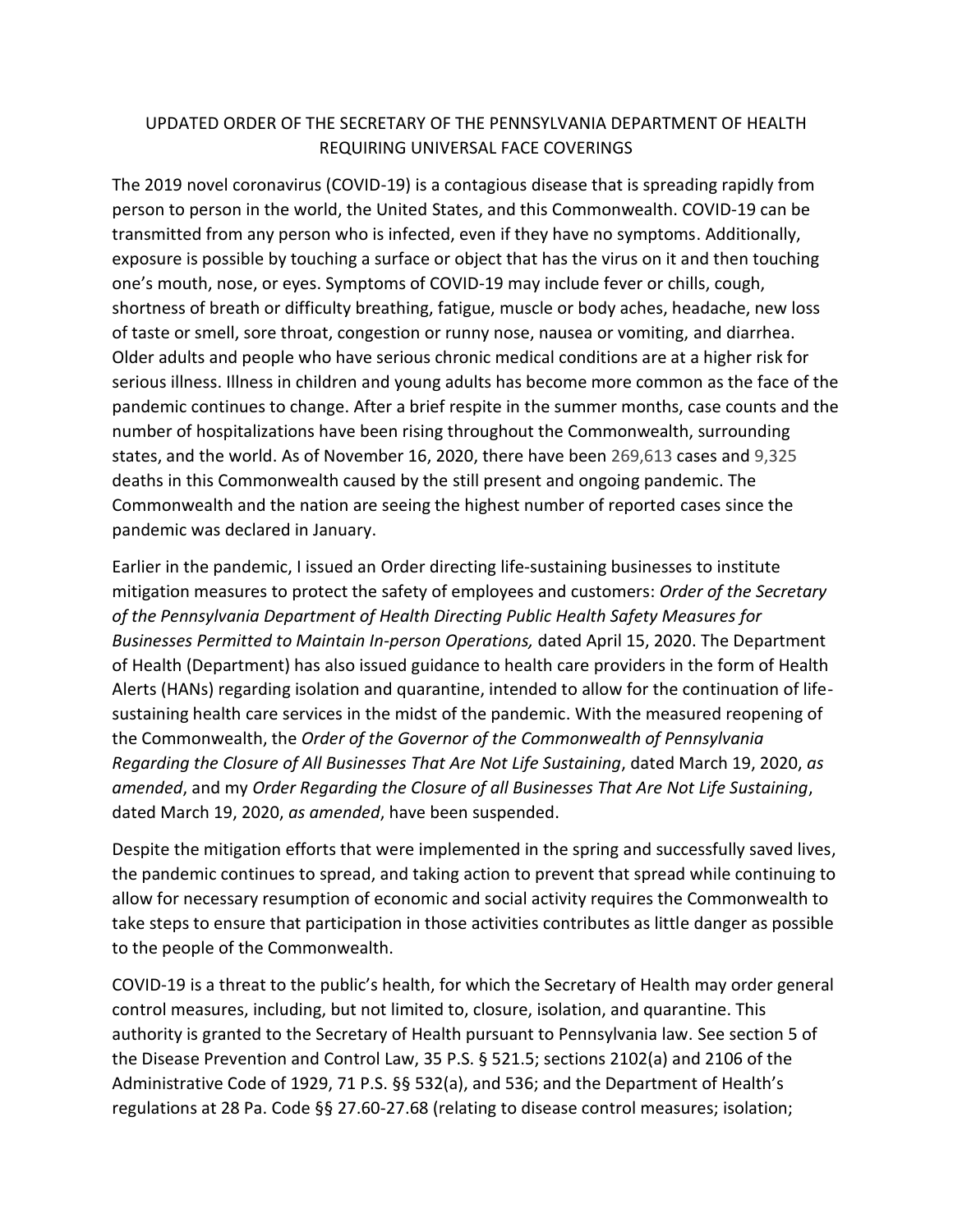# UPDATED ORDER OF THE SECRETARY OF THE PENNSYLVANIA DEPARTMENT OF HEALTH REQUIRING UNIVERSAL FACE COVERINGS

The 2019 novel coronavirus (COVID-19) is a contagious disease that is spreading rapidly from person to person in the world, the United States, and this Commonwealth. COVID-19 can be transmitted from any person who is infected, even if they have no symptoms. Additionally, exposure is possible by touching a surface or object that has the virus on it and then touching one's mouth, nose, or eyes. Symptoms of COVID-19 may include fever or chills, cough, shortness of breath or difficulty breathing, fatigue, muscle or body aches, headache, new loss of taste or smell, sore throat, congestion or runny nose, nausea or vomiting, and diarrhea. Older adults and people who have serious chronic medical conditions are at a higher risk for serious illness. Illness in children and young adults has become more common as the face of the pandemic continues to change. After a brief respite in the summer months, case counts and the number of hospitalizations have been rising throughout the Commonwealth, surrounding states, and the world. As of November 16, 2020, there have been 269,613 cases and 9,325 deaths in this Commonwealth caused by the still present and ongoing pandemic. The Commonwealth and the nation are seeing the highest number of reported cases since the pandemic was declared in January.

Earlier in the pandemic, I issued an Order directing life-sustaining businesses to institute mitigation measures to protect the safety of employees and customers: *Order of the Secretary of the Pennsylvania Department of Health Directing Public Health Safety Measures for Businesses Permitted to Maintain In-person Operations,* dated April 15, 2020. The Department of Health (Department) has also issued guidance to health care providers in the form of Health Alerts (HANs) regarding isolation and quarantine, intended to allow for the continuation of life-sustaining health care services in the midst of the pandemic. With the measured reopening of the Commonwealth, the *Order of the Governor of the Commonwealth of Pennsylvania Regarding the Closure of All Businesses That Are Not Life Sustaining*, dated March 19, 2020, *as amended*, and my *Order Regarding the Closure of all Businesses That Are Not Life Sustaining*, dated March 19, 2020, *as amended*, have been suspended.

Despite the mitigation efforts that were implemented in the spring and successfully saved lives, the pandemic continues to spread, and taking action to prevent that spread while continuing to allow for necessary resumption of economic and social activity requires the Commonwealth to take steps to ensure that participation in those activities contributes as little danger as possible to the people of the Commonwealth.

COVID-19 is a threat to the public's health, for which the Secretary of Health may order general control measures, including, but not limited to, closure, isolation, and quarantine. This authority is granted to the Secretary of Health pursuant to Pennsylvania law. See section 5 of the Disease Prevention and Control Law, 35 P.S. § 521.5; sections 2102(a) and 2106 of the Administrative Code of 1929, 71 P.S. §§ 532(a), and 536; and the Department of Health's regulations at 28 Pa. Code §§ 27.60-27.68 (relating to disease control measures; isolation;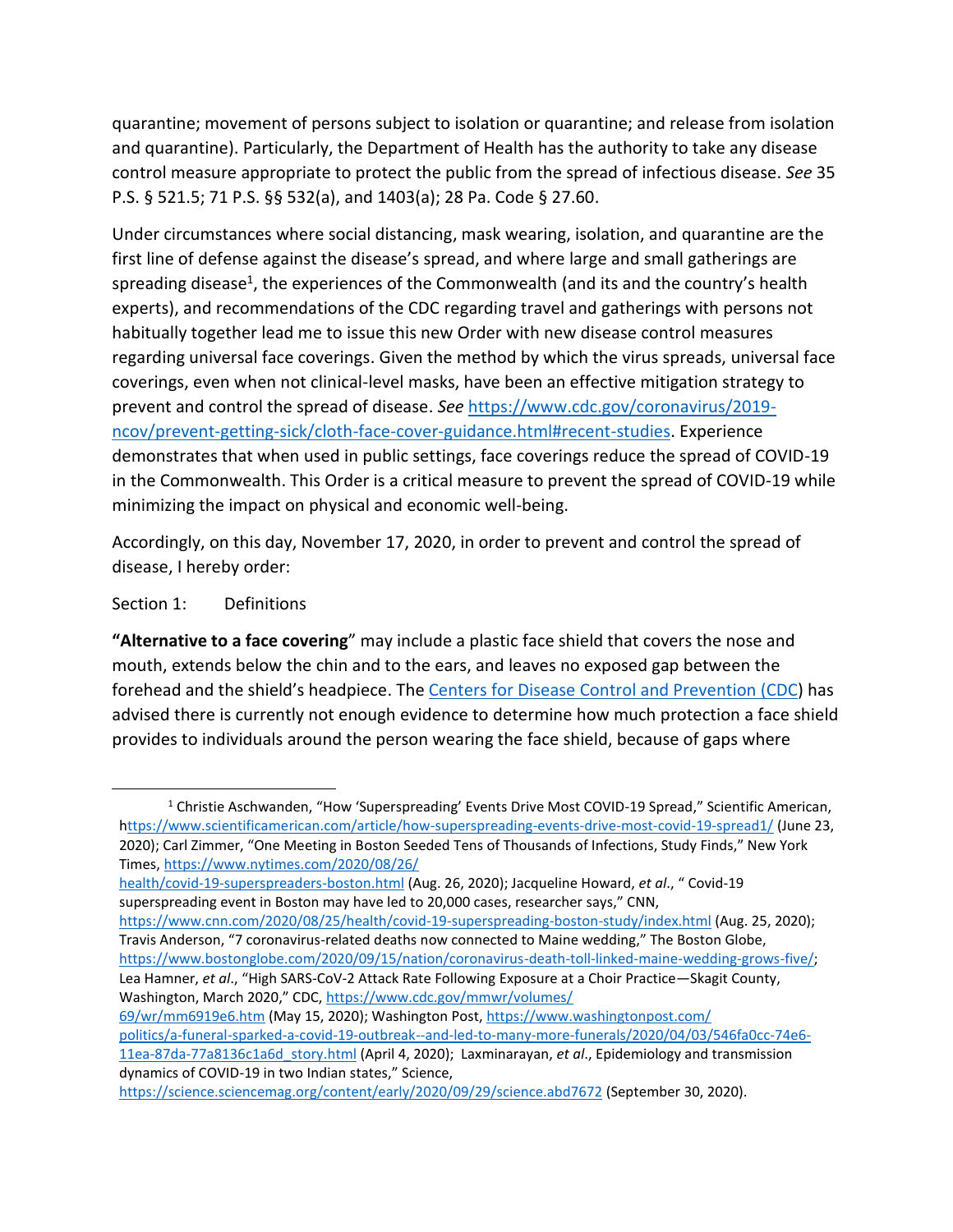quarantine; movement of persons subject to isolation or quarantine; and release from isolation and quarantine). Particularly, the Department of Health has the authority to take any disease control measure appropriate to protect the public from the spread of infectious disease. *See* 35 P.S. § 521.5; 71 P.S. §§ 532(a), and 1403(a); 28 Pa. Code § 27.60.

Under circumstances where social distancing, mask wearing, isolation, and quarantine are the first line of defense against the disease's spread, and where large and small gatherings are spreading disease[1], the experiences of the Commonwealth (and its and the country's health experts), and recommendations of the CDC regarding travel and gatherings with persons not habitually together lead me to issue this new Order with new disease control measures regarding universal face coverings. Given the method by which the virus spreads, universal face coverings, even when not clinical-level masks, have been an effective mitigation strategy to prevent and control the spread of disease. *See* https://www.cdc.gov/coronavirus/2019-ncov/prevent-getting-sick/cloth-face-cover-guidance.html#recent-studies. Experience demonstrates that when used in public settings, face coverings reduce the spread of COVID-19 in the Commonwealth. This Order is a critical measure to prevent the spread of COVID-19 while minimizing the impact on physical and economic well-being.

Accordingly, on this day, November 17, 2020, in order to prevent and control the spread of disease, I hereby order:

Section 1: Definitions

**"Alternative to a face covering"** may include a plastic face shield that covers the nose and mouth, extends below the chin and to the ears, and leaves no exposed gap between the forehead and the shield's headpiece. The Centers for Disease Control and Prevention (CDC) has advised there is currently not enough evidence to determine how much protection a face shield provides to individuals around the person wearing the face shield, because of gaps where

---

[1] Christie Aschwanden, "How 'Superspreading' Events Drive Most COVID-19 Spread," Scientific American, https://www.scientificamerican.com/article/how-superspreading-events-drive-most-covid-19-spread1/ (June 23, 2020); Carl Zimmer, "One Meeting in Boston Seeded Tens of Thousands of Infections, Study Finds," New York Times, https://www.nytimes.com/2020/08/26/health/covid-19-superspreaders-boston.html (Aug. 26, 2020); Jacqueline Howard, *et al*., " Covid-19 superspreading event in Boston may have led to 20,000 cases, researcher says," CNN, https://www.cnn.com/2020/08/25/health/covid-19-superspreading-boston-study/index.html (Aug. 25, 2020); Travis Anderson, "7 coronavirus-related deaths now connected to Maine wedding," The Boston Globe, https://www.bostonglobe.com/2020/09/15/nation/coronavirus-death-toll-linked-maine-wedding-grows-five/; Lea Hamner, *et al*., "High SARS-CoV-2 Attack Rate Following Exposure at a Choir Practice—Skagit County, Washington, March 2020," CDC, https://www.cdc.gov/mmwr/volumes/69/wr/mm6919e6.htm (May 15, 2020); Washington Post, https://www.washingtonpost.com/politics/a-funeral-sparked-a-covid-19-outbreak--and-led-to-many-more-funerals/2020/04/03/546fa0cc-74e6-11ea-87da-77a8136c1a6d_story.html (April 4, 2020); Laxminarayan, *et al*., Epidemiology and transmission dynamics of COVID-19 in two Indian states," Science, https://science.sciencemag.org/content/early/2020/09/29/science.abd7672 (September 30, 2020).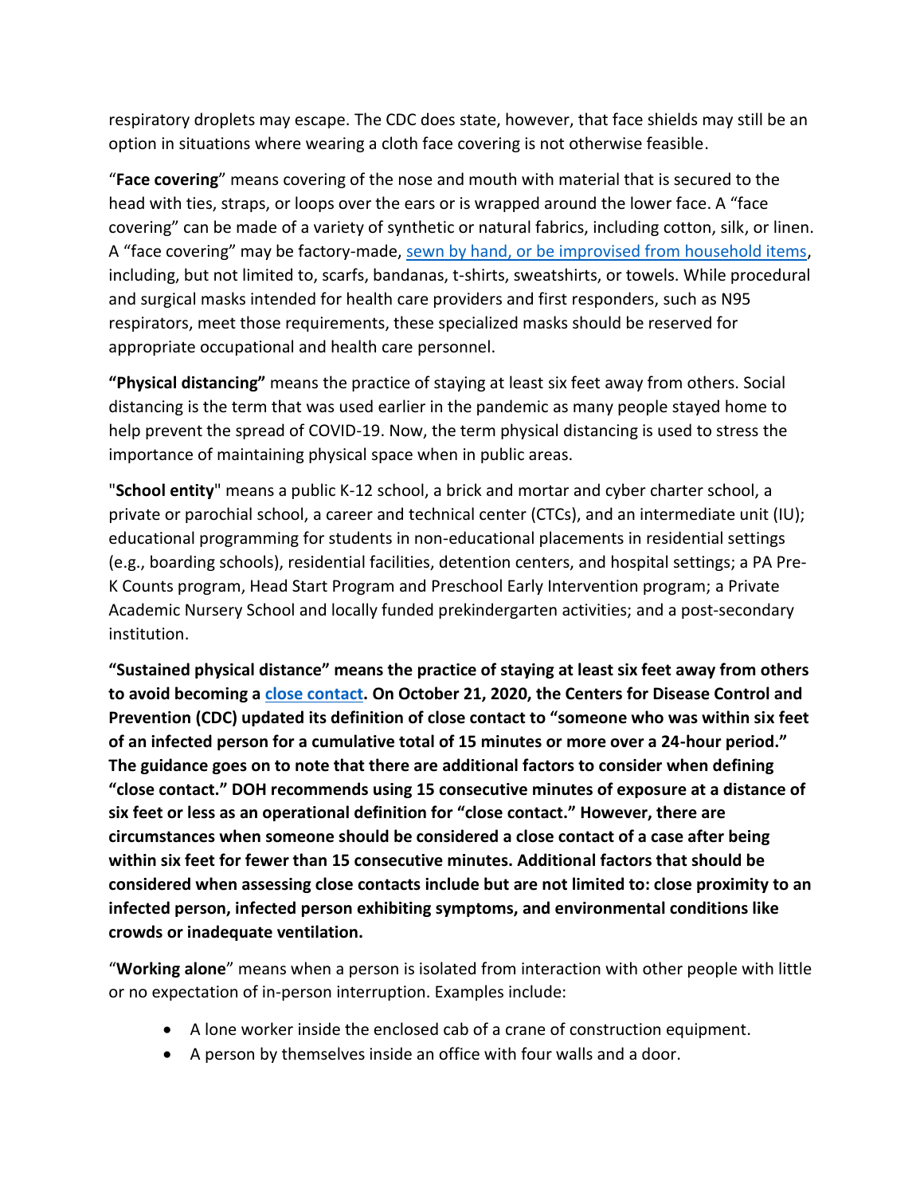respiratory droplets may escape. The CDC does state, however, that face shields may still be an option in situations where wearing a cloth face covering is not otherwise feasible.

"**Face covering**" means covering of the nose and mouth with material that is secured to the head with ties, straps, or loops over the ears or is wrapped around the lower face. A "face covering" can be made of a variety of synthetic or natural fabrics, including cotton, silk, or linen. A "face covering" may be factory-made, [sewn by hand, or be improvised from household items](), including, but not limited to, scarfs, bandanas, t-shirts, sweatshirts, or towels. While procedural and surgical masks intended for health care providers and first responders, such as N95 respirators, meet those requirements, these specialized masks should be reserved for appropriate occupational and health care personnel.

**"Physical distancing"** means the practice of staying at least six feet away from others. Social distancing is the term that was used earlier in the pandemic as many people stayed home to help prevent the spread of COVID-19. Now, the term physical distancing is used to stress the importance of maintaining physical space when in public areas.

"**School entity**" means a public K-12 school, a brick and mortar and cyber charter school, a private or parochial school, a career and technical center (CTCs), and an intermediate unit (IU); educational programming for students in non-educational placements in residential settings (e.g., boarding schools), residential facilities, detention centers, and hospital settings; a PA Pre-K Counts program, Head Start Program and Preschool Early Intervention program; a Private Academic Nursery School and locally funded prekindergarten activities; and a post-secondary institution.

**"Sustained physical distance" means the practice of staying at least six feet away from others to avoid becoming a [close contact](). On October 21, 2020, the Centers for Disease Control and Prevention (CDC) updated its definition of close contact to "someone who was within six feet of an infected person for a cumulative total of 15 minutes or more over a 24-hour period." The guidance goes on to note that there are additional factors to consider when defining "close contact." DOH recommends using 15 consecutive minutes of exposure at a distance of six feet or less as an operational definition for "close contact." However, there are circumstances when someone should be considered a close contact of a case after being within six feet for fewer than 15 consecutive minutes. Additional factors that should be considered when assessing close contacts include but are not limited to: close proximity to an infected person, infected person exhibiting symptoms, and environmental conditions like crowds or inadequate ventilation.**

"**Working alone**" means when a person is isolated from interaction with other people with little or no expectation of in-person interruption. Examples include:

- A lone worker inside the enclosed cab of a crane of construction equipment.
- A person by themselves inside an office with four walls and a door.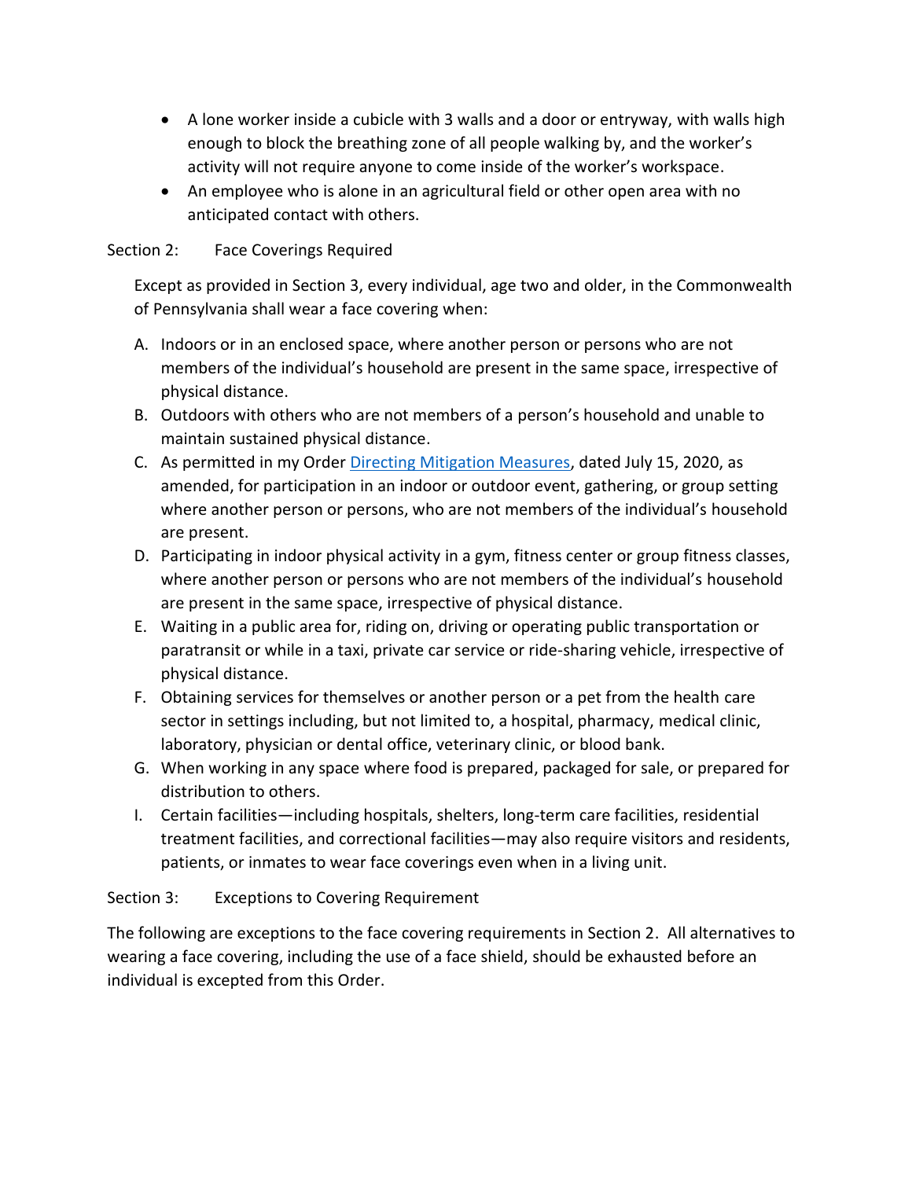- A lone worker inside a cubicle with 3 walls and a door or entryway, with walls high enough to block the breathing zone of all people walking by, and the worker's activity will not require anyone to come inside of the worker's workspace.
- An employee who is alone in an agricultural field or other open area with no anticipated contact with others.

Section 2: Face Coverings Required

Except as provided in Section 3, every individual, age two and older, in the Commonwealth of Pennsylvania shall wear a face covering when:

A. Indoors or in an enclosed space, where another person or persons who are not members of the individual's household are present in the same space, irrespective of physical distance.
B. Outdoors with others who are not members of a person's household and unable to maintain sustained physical distance.
C. As permitted in my Order [Directing Mitigation Measures](), dated July 15, 2020, as amended, for participation in an indoor or outdoor event, gathering, or group setting where another person or persons, who are not members of the individual's household are present.
D. Participating in indoor physical activity in a gym, fitness center or group fitness classes, where another person or persons who are not members of the individual's household are present in the same space, irrespective of physical distance.
E. Waiting in a public area for, riding on, driving or operating public transportation or paratransit or while in a taxi, private car service or ride-sharing vehicle, irrespective of physical distance.
F. Obtaining services for themselves or another person or a pet from the health care sector in settings including, but not limited to, a hospital, pharmacy, medical clinic, laboratory, physician or dental office, veterinary clinic, or blood bank.
G. When working in any space where food is prepared, packaged for sale, or prepared for distribution to others.
I. Certain facilities—including hospitals, shelters, long-term care facilities, residential treatment facilities, and correctional facilities—may also require visitors and residents, patients, or inmates to wear face coverings even when in a living unit.

Section 3: Exceptions to Covering Requirement

The following are exceptions to the face covering requirements in Section 2. All alternatives to wearing a face covering, including the use of a face shield, should be exhausted before an individual is excepted from this Order.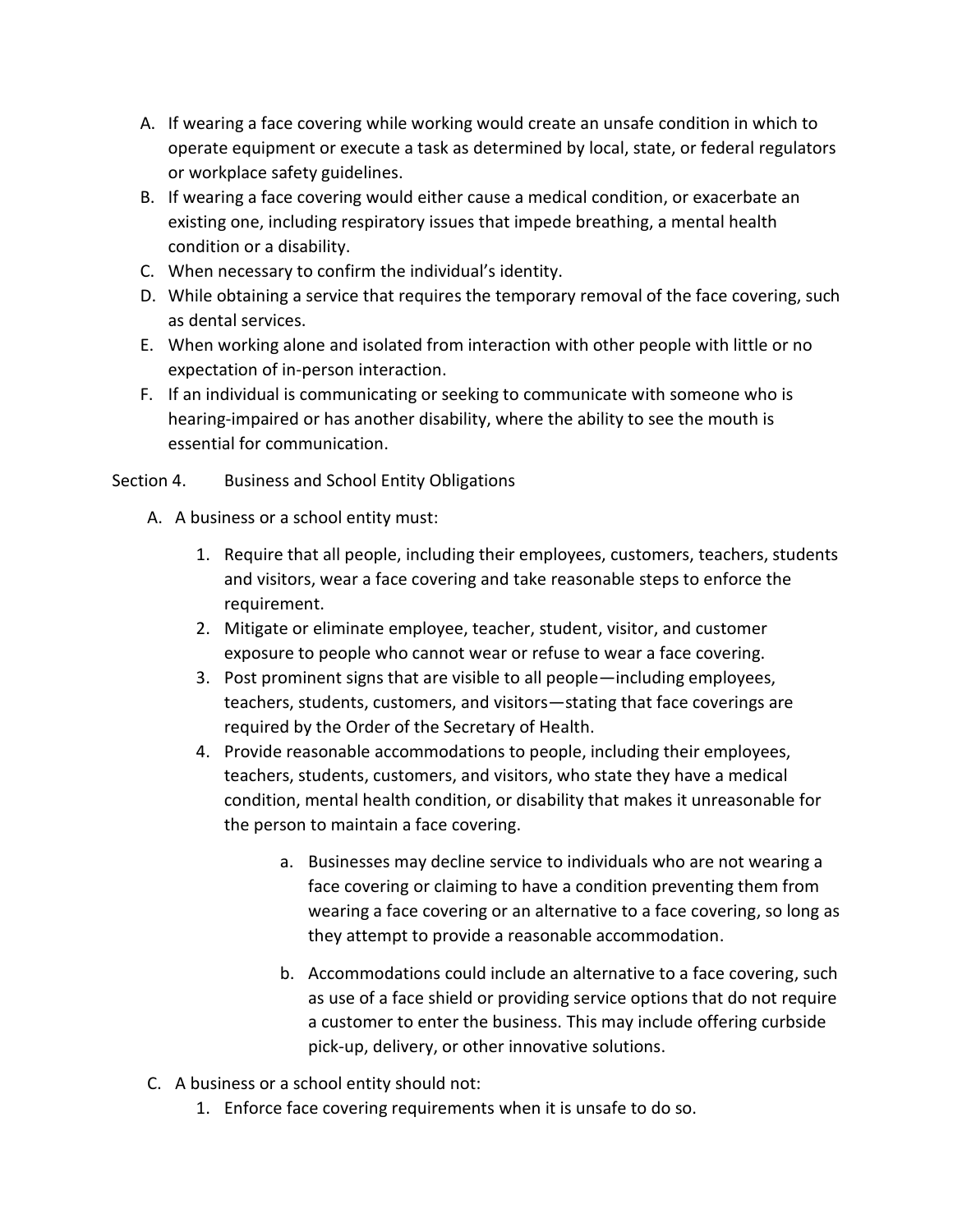A. If wearing a face covering while working would create an unsafe condition in which to operate equipment or execute a task as determined by local, state, or federal regulators or workplace safety guidelines.
B. If wearing a face covering would either cause a medical condition, or exacerbate an existing one, including respiratory issues that impede breathing, a mental health condition or a disability.
C. When necessary to confirm the individual's identity.
D. While obtaining a service that requires the temporary removal of the face covering, such as dental services.
E. When working alone and isolated from interaction with other people with little or no expectation of in-person interaction.
F. If an individual is communicating or seeking to communicate with someone who is hearing-impaired or has another disability, where the ability to see the mouth is essential for communication.

Section 4. Business and School Entity Obligations

A. A business or a school entity must:

1. Require that all people, including their employees, customers, teachers, students and visitors, wear a face covering and take reasonable steps to enforce the requirement.
2. Mitigate or eliminate employee, teacher, student, visitor, and customer exposure to people who cannot wear or refuse to wear a face covering.
3. Post prominent signs that are visible to all people—including employees, teachers, students, customers, and visitors—stating that face coverings are required by the Order of the Secretary of Health.
4. Provide reasonable accommodations to people, including their employees, teachers, students, customers, and visitors, who state they have a medical condition, mental health condition, or disability that makes it unreasonable for the person to maintain a face covering.

    a. Businesses may decline service to individuals who are not wearing a face covering or claiming to have a condition preventing them from wearing a face covering or an alternative to a face covering, so long as they attempt to provide a reasonable accommodation.

    b. Accommodations could include an alternative to a face covering, such as use of a face shield or providing service options that do not require a customer to enter the business. This may include offering curbside pick-up, delivery, or other innovative solutions.

C. A business or a school entity should not:

1. Enforce face covering requirements when it is unsafe to do so.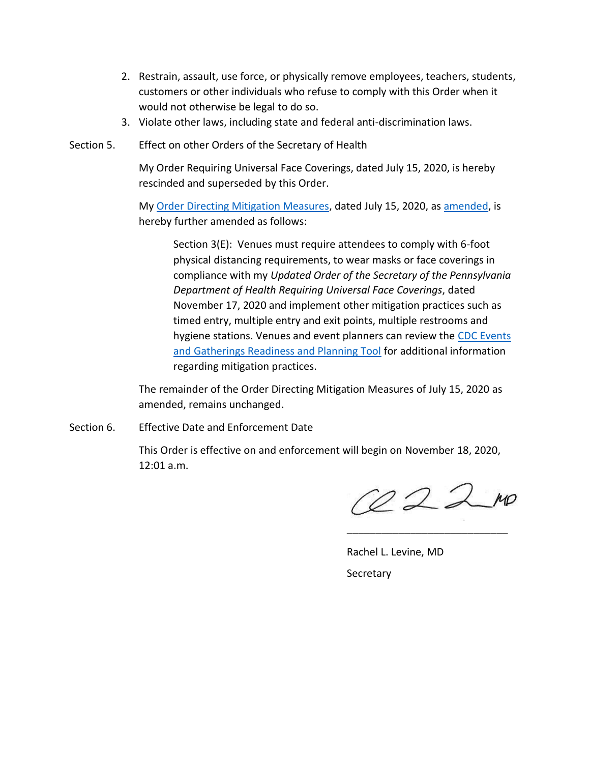2. Restrain, assault, use force, or physically remove employees, teachers, students, customers or other individuals who refuse to comply with this Order when it would not otherwise be legal to do so.
3. Violate other laws, including state and federal anti-discrimination laws.

Section 5. Effect on other Orders of the Secretary of Health

My Order Requiring Universal Face Coverings, dated July 15, 2020, is hereby rescinded and superseded by this Order.

My Order Directing Mitigation Measures, dated July 15, 2020, as amended, is hereby further amended as follows:

> Section 3(E): Venues must require attendees to comply with 6-foot physical distancing requirements, to wear masks or face coverings in compliance with my *Updated Order of the Secretary of the Pennsylvania Department of Health Requiring Universal Face Coverings*, dated November 17, 2020 and implement other mitigation practices such as timed entry, multiple entry and exit points, multiple restrooms and hygiene stations. Venues and event planners can review the CDC Events and Gatherings Readiness and Planning Tool for additional information regarding mitigation practices.

The remainder of the Order Directing Mitigation Measures of July 15, 2020 as amended, remains unchanged.

Section 6. Effective Date and Enforcement Date

This Order is effective on and enforcement will begin on November 18, 2020, 12:01 a.m.

Rachel L. Levine, MD

Secretary